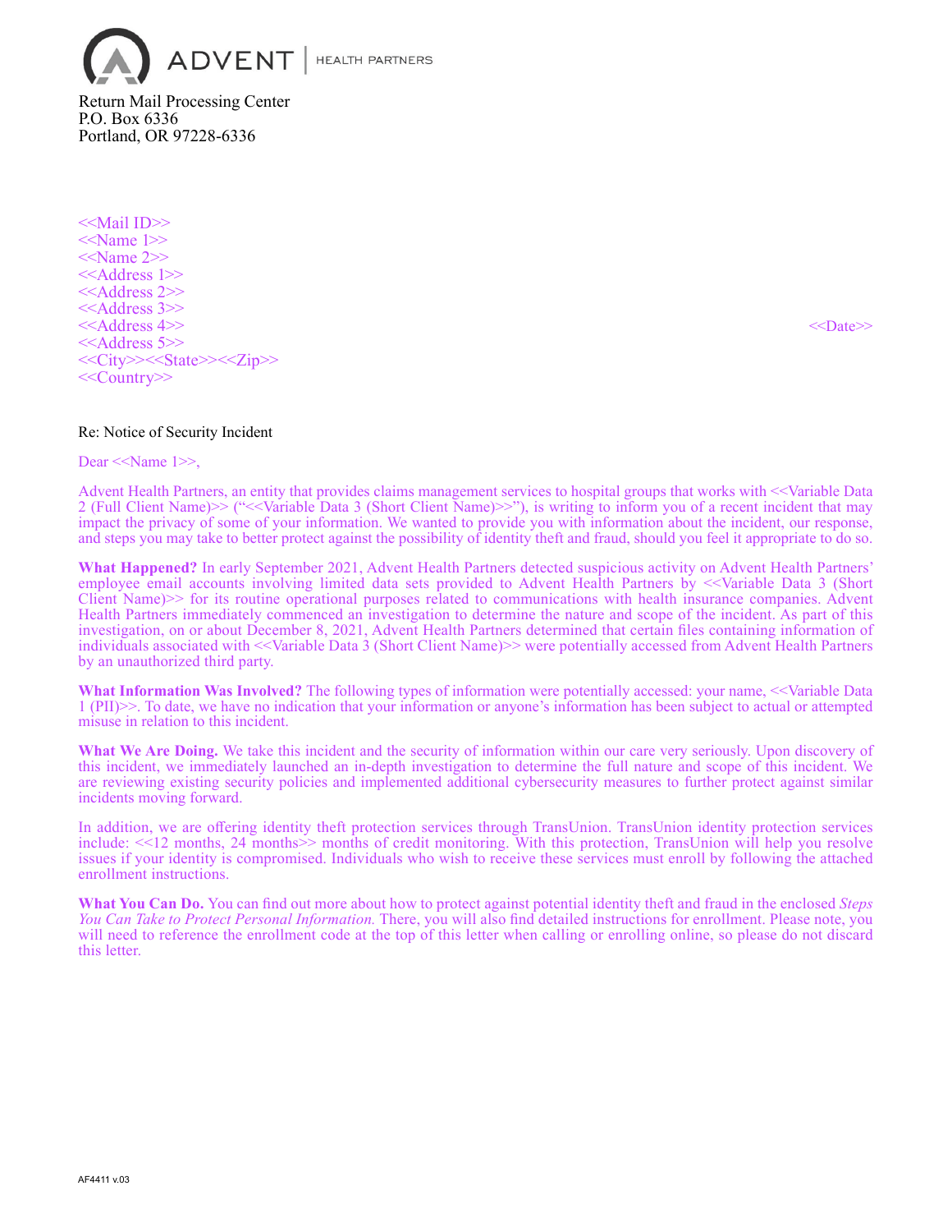ADVENT | HEALTH PARTNERS

Return Mail Processing Center
P.O. Box 6336
Portland, OR 97228-6336

<<Mail ID>>
<<Name 1>>
<<Name 2>>
<<Address 1>>
<<Address 2>>
<<Address 3>>
<<Address 4>>
<<Address 5>>
<<City>><<State>><<Zip>>
<<Country>>

<<Date>>

Re: Notice of Security Incident

Dear <<Name 1>>,

Advent Health Partners, an entity that provides claims management services to hospital groups that works with <<Variable Data 2 (Full Client Name)>> ("<<Variable Data 3 (Short Client Name)>>"), is writing to inform you of a recent incident that may impact the privacy of some of your information. We wanted to provide you with information about the incident, our response, and steps you may take to better protect against the possibility of identity theft and fraud, should you feel it appropriate to do so.

**What Happened?** In early September 2021, Advent Health Partners detected suspicious activity on Advent Health Partners' employee email accounts involving limited data sets provided to Advent Health Partners by <<Variable Data 3 (Short Client Name)>> for its routine operational purposes related to communications with health insurance companies. Advent Health Partners immediately commenced an investigation to determine the nature and scope of the incident. As part of this investigation, on or about December 8, 2021, Advent Health Partners determined that certain files containing information of individuals associated with <<Variable Data 3 (Short Client Name)>> were potentially accessed from Advent Health Partners by an unauthorized third party.

**What Information Was Involved?** The following types of information were potentially accessed: your name, <<Variable Data 1 (PII)>>. To date, we have no indication that your information or anyone's information has been subject to actual or attempted misuse in relation to this incident.

**What We Are Doing.** We take this incident and the security of information within our care very seriously. Upon discovery of this incident, we immediately launched an in-depth investigation to determine the full nature and scope of this incident. We are reviewing existing security policies and implemented additional cybersecurity measures to further protect against similar incidents moving forward.

In addition, we are offering identity theft protection services through TransUnion. TransUnion identity protection services include: <<12 months, 24 months>> months of credit monitoring. With this protection, TransUnion will help you resolve issues if your identity is compromised. Individuals who wish to receive these services must enroll by following the attached enrollment instructions.

**What You Can Do.** You can find out more about how to protect against potential identity theft and fraud in the enclosed *Steps You Can Take to Protect Personal Information.* There, you will also find detailed instructions for enrollment. Please note, you will need to reference the enrollment code at the top of this letter when calling or enrolling online, so please do not discard this letter.

AF4411 v.03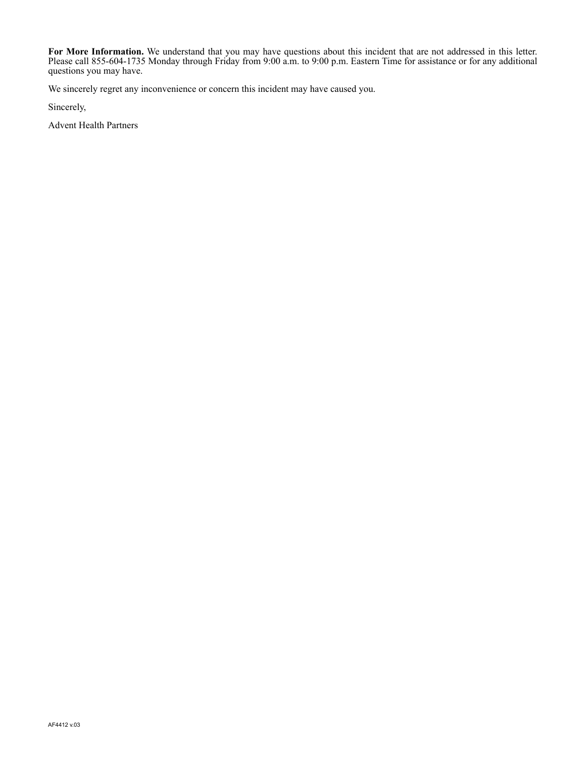**For More Information.** We understand that you may have questions about this incident that are not addressed in this letter. Please call 855-604-1735 Monday through Friday from 9:00 a.m. to 9:00 p.m. Eastern Time for assistance or for any additional questions you may have.

We sincerely regret any inconvenience or concern this incident may have caused you.

Sincerely,

Advent Health Partners

AF4412 v.03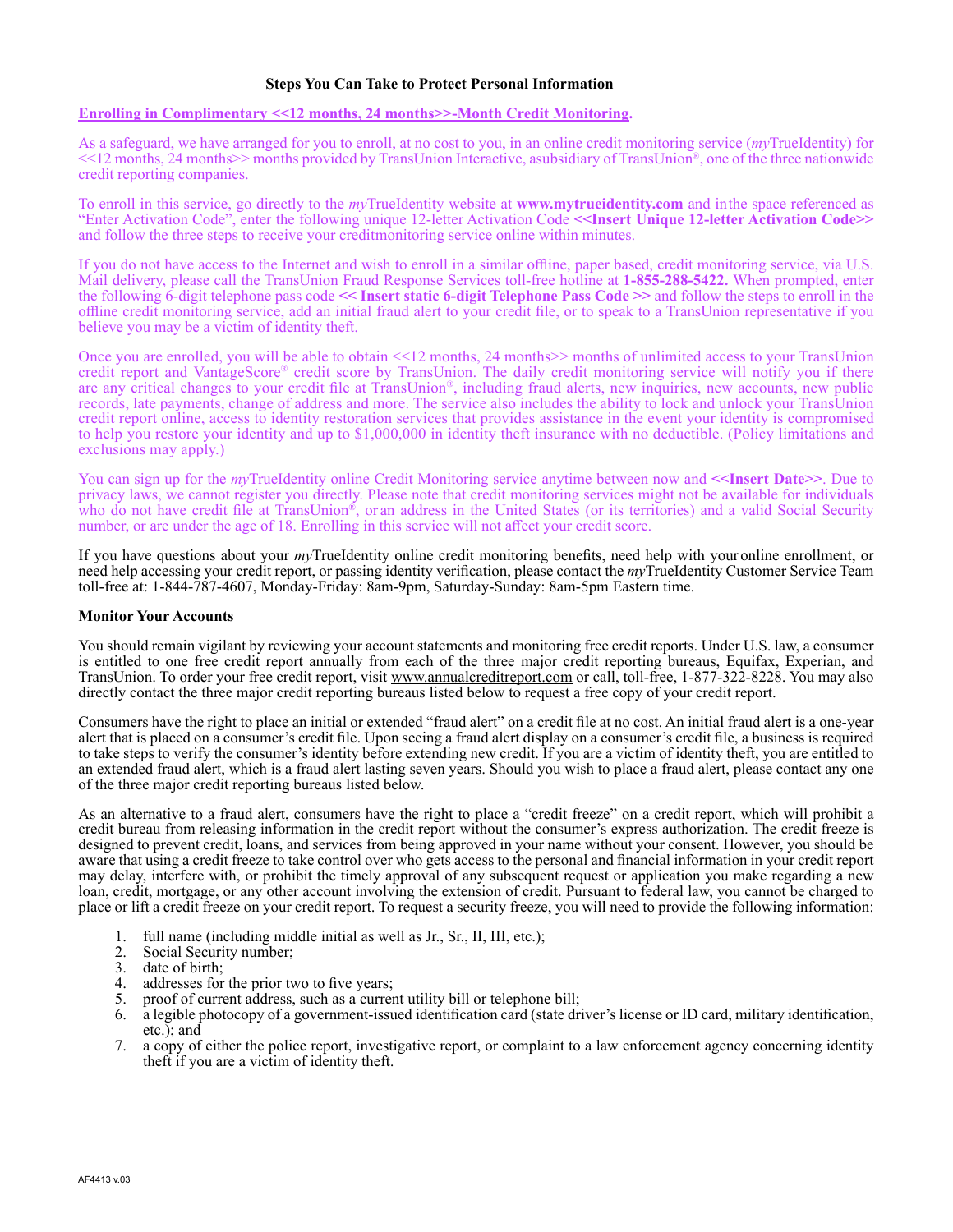**Steps You Can Take to Protect Personal Information**

**Enrolling in Complimentary <<12 months, 24 months>>-Month Credit Monitoring.**

As a safeguard, we have arranged for you to enroll, at no cost to you, in an online credit monitoring service (*my*TrueIdentity) for <<12 months, 24 months>> months provided by TransUnion Interactive, asubsidiary of TransUnion®, one of the three nationwide credit reporting companies.

To enroll in this service, go directly to the *my*TrueIdentity website at **www.mytrueidentity.com** and inthe space referenced as "Enter Activation Code", enter the following unique 12-letter Activation Code **<<Insert Unique 12-letter Activation Code>>** and follow the three steps to receive your creditmonitoring service online within minutes.

If you do not have access to the Internet and wish to enroll in a similar offline, paper based, credit monitoring service, via U.S. Mail delivery, please call the TransUnion Fraud Response Services toll-free hotline at **1-855-288-5422.** When prompted, enter the following 6-digit telephone pass code **<< Insert static 6-digit Telephone Pass Code >>** and follow the steps to enroll in the offline credit monitoring service, add an initial fraud alert to your credit file, or to speak to a TransUnion representative if you believe you may be a victim of identity theft.

Once you are enrolled, you will be able to obtain <<12 months, 24 months>> months of unlimited access to your TransUnion credit report and VantageScore® credit score by TransUnion. The daily credit monitoring service will notify you if there are any critical changes to your credit file at TransUnion®, including fraud alerts, new inquiries, new accounts, new public records, late payments, change of address and more. The service also includes the ability to lock and unlock your TransUnion credit report online, access to identity restoration services that provides assistance in the event your identity is compromised to help you restore your identity and up to $1,000,000 in identity theft insurance with no deductible. (Policy limitations and exclusions may apply.)

You can sign up for the *my*TrueIdentity online Credit Monitoring service anytime between now and **<<Insert Date>>**. Due to privacy laws, we cannot register you directly. Please note that credit monitoring services might not be available for individuals who do not have credit file at TransUnion®, or an address in the United States (or its territories) and a valid Social Security number, or are under the age of 18. Enrolling in this service will not affect your credit score.

If you have questions about your *my*TrueIdentity online credit monitoring benefits, need help with your online enrollment, or need help accessing your credit report, or passing identity verification, please contact the *my*TrueIdentity Customer Service Team toll-free at: 1-844-787-4607, Monday-Friday: 8am-9pm, Saturday-Sunday: 8am-5pm Eastern time.

**Monitor Your Accounts**

You should remain vigilant by reviewing your account statements and monitoring free credit reports. Under U.S. law, a consumer is entitled to one free credit report annually from each of the three major credit reporting bureaus, Equifax, Experian, and TransUnion. To order your free credit report, visit www.annualcreditreport.com or call, toll-free, 1-877-322-8228. You may also directly contact the three major credit reporting bureaus listed below to request a free copy of your credit report.

Consumers have the right to place an initial or extended "fraud alert" on a credit file at no cost. An initial fraud alert is a one-year alert that is placed on a consumer's credit file. Upon seeing a fraud alert display on a consumer's credit file, a business is required to take steps to verify the consumer's identity before extending new credit. If you are a victim of identity theft, you are entitled to an extended fraud alert, which is a fraud alert lasting seven years. Should you wish to place a fraud alert, please contact any one of the three major credit reporting bureaus listed below.

As an alternative to a fraud alert, consumers have the right to place a "credit freeze" on a credit report, which will prohibit a credit bureau from releasing information in the credit report without the consumer's express authorization. The credit freeze is designed to prevent credit, loans, and services from being approved in your name without your consent. However, you should be aware that using a credit freeze to take control over who gets access to the personal and financial information in your credit report may delay, interfere with, or prohibit the timely approval of any subsequent request or application you make regarding a new loan, credit, mortgage, or any other account involving the extension of credit. Pursuant to federal law, you cannot be charged to place or lift a credit freeze on your credit report. To request a security freeze, you will need to provide the following information:

1. full name (including middle initial as well as Jr., Sr., II, III, etc.);
2. Social Security number;
3. date of birth;
4. addresses for the prior two to five years;
5. proof of current address, such as a current utility bill or telephone bill;
6. a legible photocopy of a government-issued identification card (state driver's license or ID card, military identification, etc.); and
7. a copy of either the police report, investigative report, or complaint to a law enforcement agency concerning identity theft if you are a victim of identity theft.

AF4413 v.03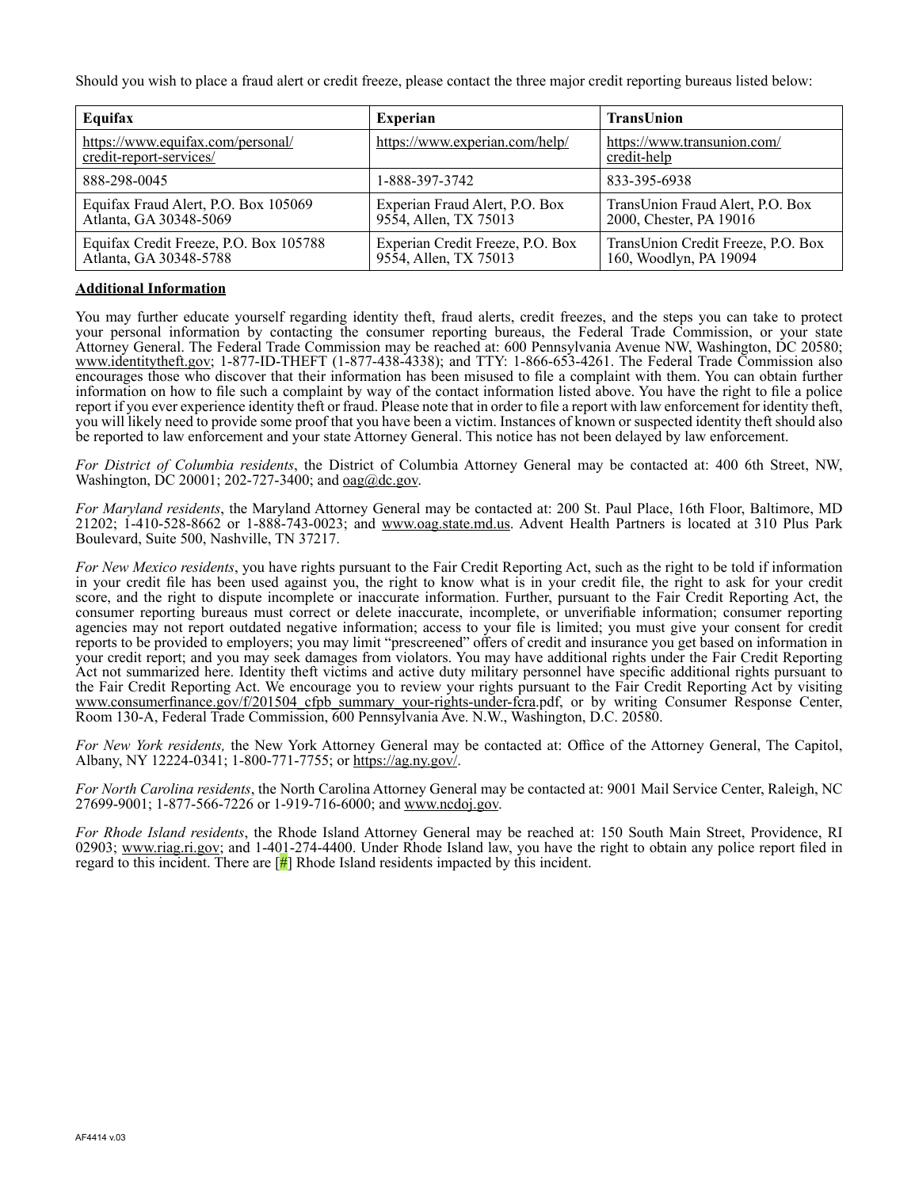Should you wish to place a fraud alert or credit freeze, please contact the three major credit reporting bureaus listed below:

| Equifax | Experian | TransUnion |
| --- | --- | --- |
| https://www.equifax.com/personal/credit-report-services/ | https://www.experian.com/help/ | https://www.transunion.com/credit-help |
| 888-298-0045 | 1-888-397-3742 | 833-395-6938 |
| Equifax Fraud Alert, P.O. Box 105069 Atlanta, GA 30348-5069 | Experian Fraud Alert, P.O. Box 9554, Allen, TX 75013 | TransUnion Fraud Alert, P.O. Box 2000, Chester, PA 19016 |
| Equifax Credit Freeze, P.O. Box 105788 Atlanta, GA 30348-5788 | Experian Credit Freeze, P.O. Box 9554, Allen, TX 75013 | TransUnion Credit Freeze, P.O. Box 160, Woodlyn, PA 19094 |

**Additional Information**

You may further educate yourself regarding identity theft, fraud alerts, credit freezes, and the steps you can take to protect your personal information by contacting the consumer reporting bureaus, the Federal Trade Commission, or your state Attorney General. The Federal Trade Commission may be reached at: 600 Pennsylvania Avenue NW, Washington, DC 20580; www.identitytheft.gov; 1-877-ID-THEFT (1-877-438-4338); and TTY: 1-866-653-4261. The Federal Trade Commission also encourages those who discover that their information has been misused to file a complaint with them. You can obtain further information on how to file such a complaint by way of the contact information listed above. You have the right to file a police report if you ever experience identity theft or fraud. Please note that in order to file a report with law enforcement for identity theft, you will likely need to provide some proof that you have been a victim. Instances of known or suspected identity theft should also be reported to law enforcement and your state Attorney General. This notice has not been delayed by law enforcement.

*For District of Columbia residents*, the District of Columbia Attorney General may be contacted at: 400 6th Street, NW, Washington, DC 20001; 202-727-3400; and oag@dc.gov.

*For Maryland residents*, the Maryland Attorney General may be contacted at: 200 St. Paul Place, 16th Floor, Baltimore, MD 21202; 1-410-528-8662 or 1-888-743-0023; and www.oag.state.md.us. Advent Health Partners is located at 310 Plus Park Boulevard, Suite 500, Nashville, TN 37217.

*For New Mexico residents*, you have rights pursuant to the Fair Credit Reporting Act, such as the right to be told if information in your credit file has been used against you, the right to know what is in your credit file, the right to ask for your credit score, and the right to dispute incomplete or inaccurate information. Further, pursuant to the Fair Credit Reporting Act, the consumer reporting bureaus must correct or delete inaccurate, incomplete, or unverifiable information; consumer reporting agencies may not report outdated negative information; access to your file is limited; you must give your consent for credit reports to be provided to employers; you may limit "prescreened" offers of credit and insurance you get based on information in your credit report; and you may seek damages from violators. You may have additional rights under the Fair Credit Reporting Act not summarized here. Identity theft victims and active duty military personnel have specific additional rights pursuant to the Fair Credit Reporting Act. We encourage you to review your rights pursuant to the Fair Credit Reporting Act by visiting www.consumerfinance.gov/f/201504_cfpb_summary_your-rights-under-fcra.pdf, or by writing Consumer Response Center, Room 130-A, Federal Trade Commission, 600 Pennsylvania Ave. N.W., Washington, D.C. 20580.

*For New York residents,* the New York Attorney General may be contacted at: Office of the Attorney General, The Capitol, Albany, NY 12224-0341; 1-800-771-7755; or https://ag.ny.gov/.

*For North Carolina residents*, the North Carolina Attorney General may be contacted at: 9001 Mail Service Center, Raleigh, NC 27699-9001; 1-877-566-7226 or 1-919-716-6000; and www.ncdoj.gov.

*For Rhode Island residents*, the Rhode Island Attorney General may be reached at: 150 South Main Street, Providence, RI 02903; www.riag.ri.gov; and 1-401-274-4400. Under Rhode Island law, you have the right to obtain any police report filed in regard to this incident. There are [#] Rhode Island residents impacted by this incident.

AF4414 v.03